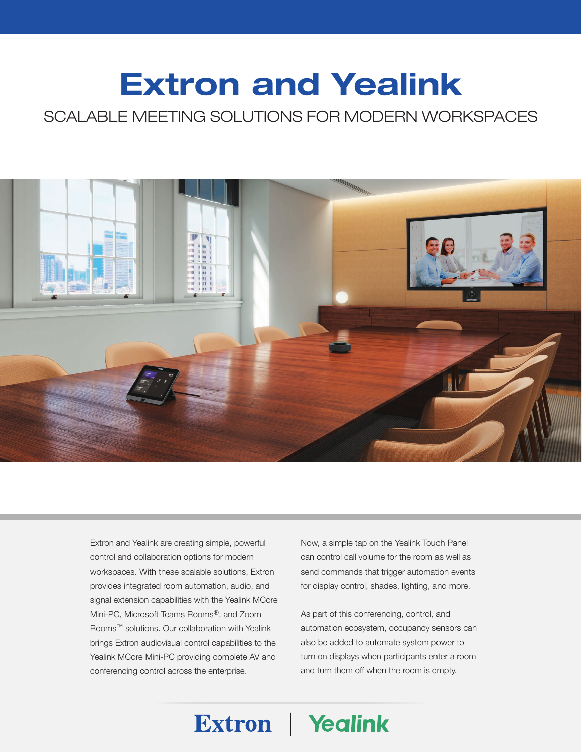# Extron and Yealink

## SCALABLE MEETING SOLUTIONS FOR MODERN WORKSPACES

Extron and Yealink are creating simple, powerful control and collaboration options for modern workspaces. With these scalable solutions, Extron provides integrated room automation, audio, and signal extension capabilities with the Yealink MCore Mini-PC, Microsoft Teams Rooms®, and Zoom Rooms™ solutions. Our collaboration with Yealink brings Extron audiovisual control capabilities to the Yealink MCore Mini-PC providing complete AV and conferencing control across the enterprise.

Now, a simple tap on the Yealink Touch Panel can control call volume for the room as well as send commands that trigger automation events for display control, shades, lighting, and more.

As part of this conferencing, control, and automation ecosystem, occupancy sensors can also be added to automate system power to turn on displays when participants enter a room and turn them off when the room is empty.

Extron | Yealink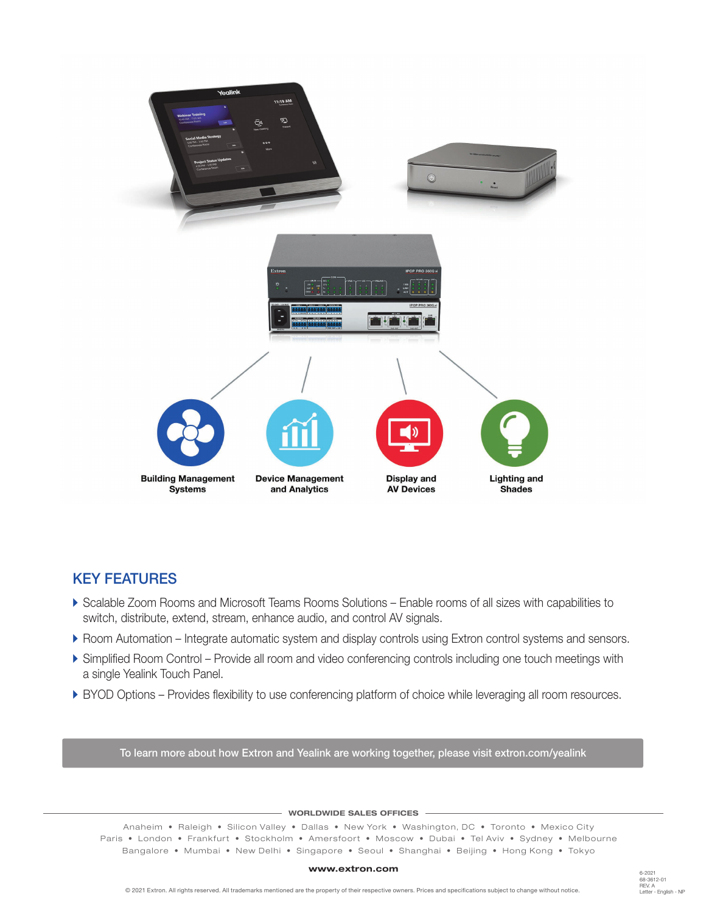Building Management Systems

Device Management and Analytics

Display and AV Devices

Lighting and Shades

## KEY FEATURES

- Scalable Zoom Rooms and Microsoft Teams Rooms Solutions – Enable rooms of all sizes with capabilities to switch, distribute, extend, stream, enhance audio, and control AV signals.
- Room Automation – Integrate automatic system and display controls using Extron control systems and sensors.
- Simplified Room Control – Provide all room and video conferencing controls including one touch meetings with a single Yealink Touch Panel.
- BYOD Options – Provides flexibility to use conferencing platform of choice while leveraging all room resources.

To learn more about how Extron and Yealink are working together, please visit extron.com/yealink

**WORLDWIDE SALES OFFICES**

Anaheim • Raleigh • Silicon Valley • Dallas • New York • Washington, DC • Toronto • Mexico City
Paris • London • Frankfurt • Stockholm • Amersfoort • Moscow • Dubai • Tel Aviv • Sydney • Melbourne
Bangalore • Mumbai • New Delhi • Singapore • Seoul • Shanghai • Beijing • Hong Kong • Tokyo

**www.extron.com**

© 2021 Extron. All rights reserved. All trademarks mentioned are the property of their respective owners. Prices and specifications subject to change without notice.

6-2021
68-3612-01
REV. A
Letter - English - NP